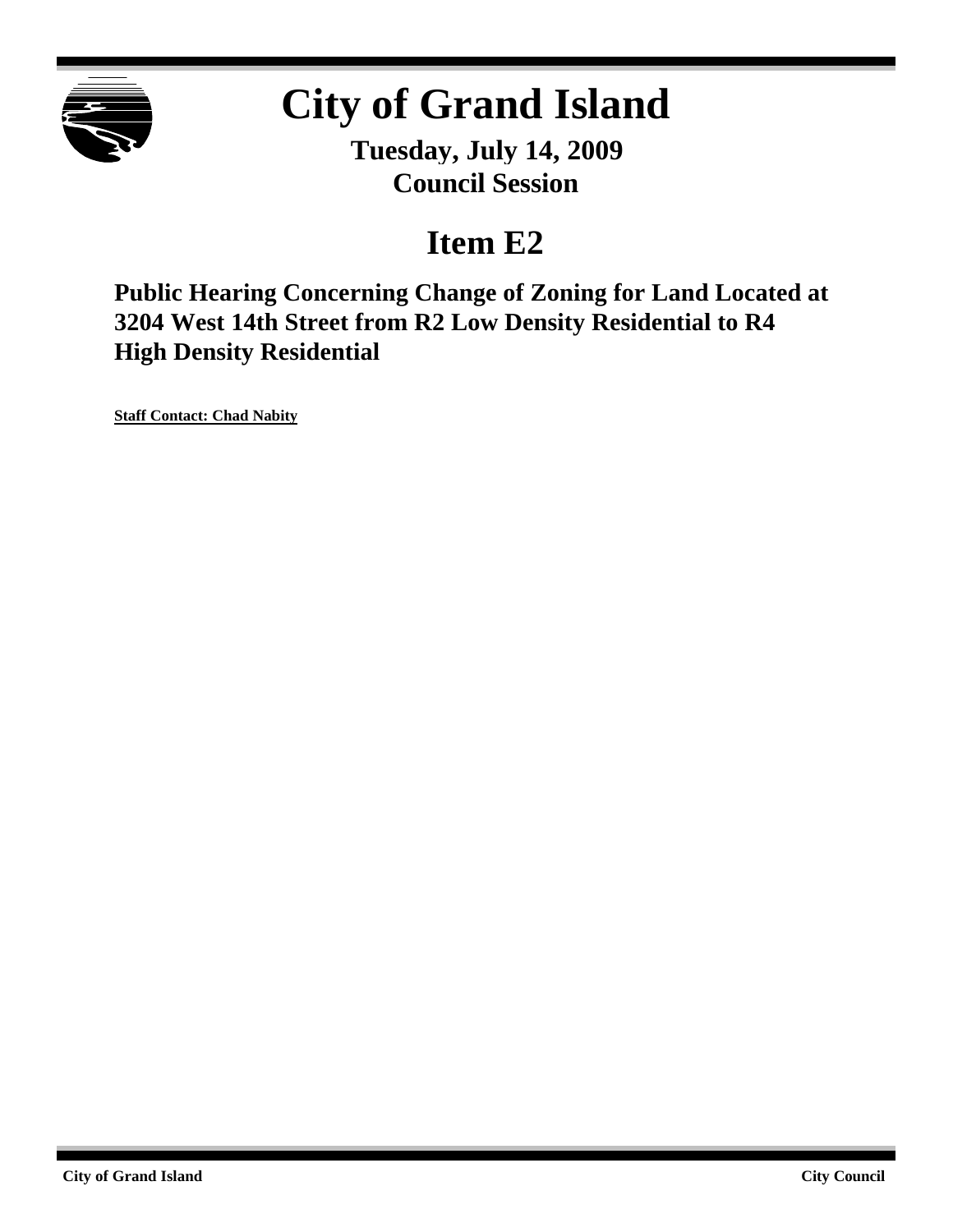# City of Grand Island

**Tuesday, July 14, 2009**
**Council Session**

## Item E2

### Public Hearing Concerning Change of Zoning for Land Located at 3204 West 14th Street from R2 Low Density Residential to R4 High Density Residential

**Staff Contact: Chad Nabity**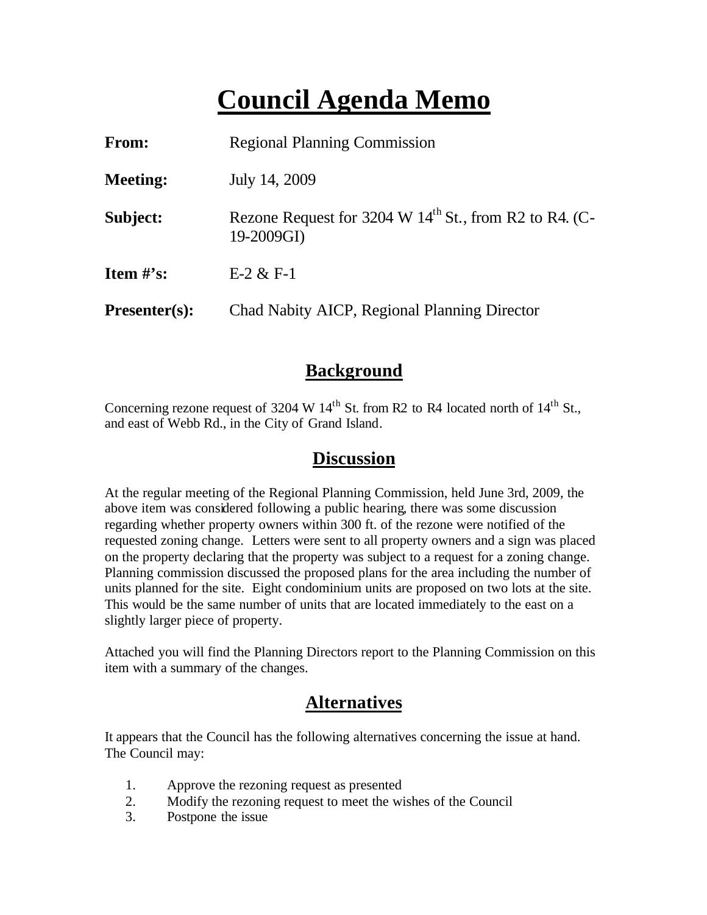# Council Agenda Memo

**From:** Regional Planning Commission

**Meeting:** July 14, 2009

**Subject:** Rezone Request for 3204 W 14th St., from R2 to R4. (C-19-2009GI)

**Item #'s:** E-2 & F-1

**Presenter(s):** Chad Nabity AICP, Regional Planning Director

## Background

Concerning rezone request of 3204 W 14th St. from R2 to R4 located north of 14th St., and east of Webb Rd., in the City of Grand Island.

## Discussion

At the regular meeting of the Regional Planning Commission, held June 3rd, 2009, the above item was considered following a public hearing, there was some discussion regarding whether property owners within 300 ft. of the rezone were notified of the requested zoning change. Letters were sent to all property owners and a sign was placed on the property declaring that the property was subject to a request for a zoning change. Planning commission discussed the proposed plans for the area including the number of units planned for the site. Eight condominium units are proposed on two lots at the site. This would be the same number of units that are located immediately to the east on a slightly larger piece of property.

Attached you will find the Planning Directors report to the Planning Commission on this item with a summary of the changes.

## Alternatives

It appears that the Council has the following alternatives concerning the issue at hand. The Council may:

1. Approve the rezoning request as presented
2. Modify the rezoning request to meet the wishes of the Council
3. Postpone the issue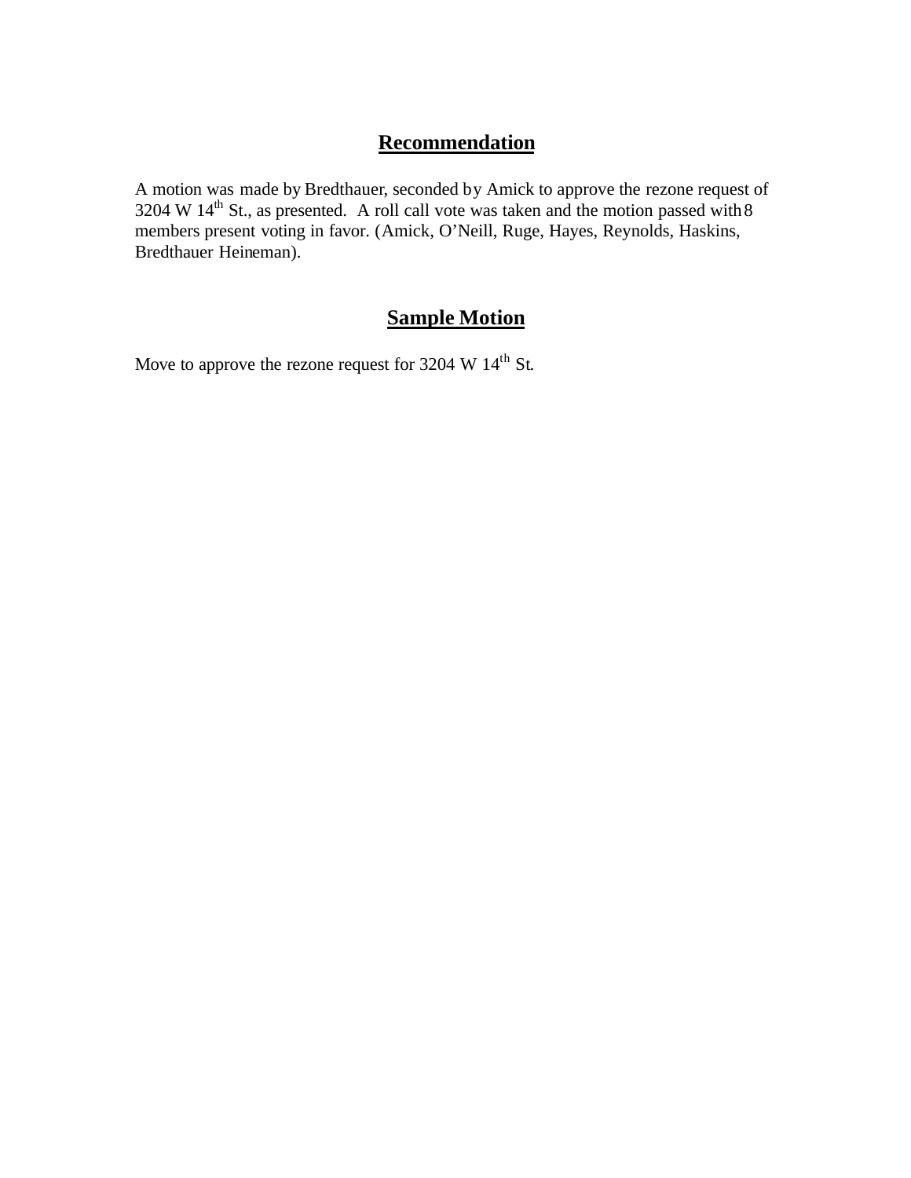## Recommendation

A motion was made by Bredthauer, seconded by Amick to approve the rezone request of 3204 W 14th St., as presented. A roll call vote was taken and the motion passed with 8 members present voting in favor. (Amick, O'Neill, Ruge, Hayes, Reynolds, Haskins, Bredthauer Heineman).

## Sample Motion

Move to approve the rezone request for 3204 W 14th St.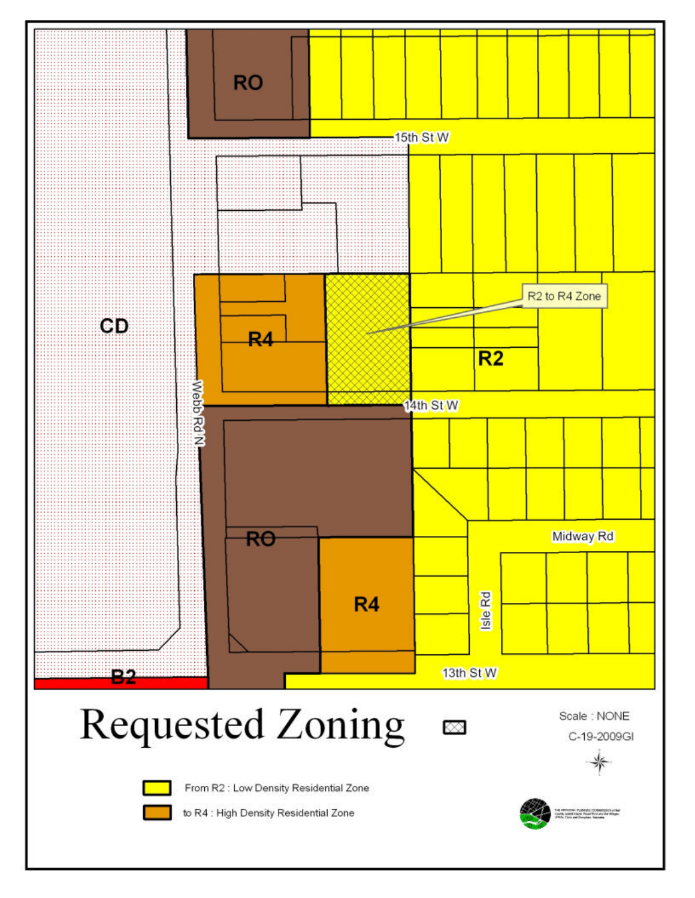RO

15th St W

CD

R4

R2 to R4 Zone

R2

Webb Rd N

14th St W

RO

Midway Rd

R4

Isle Rd

B2

13th St W

# Requested Zoning

Scale : NONE

C-19-2009GI

From R2 : Low Density Residential Zone

to R4 : High Density Residential Zone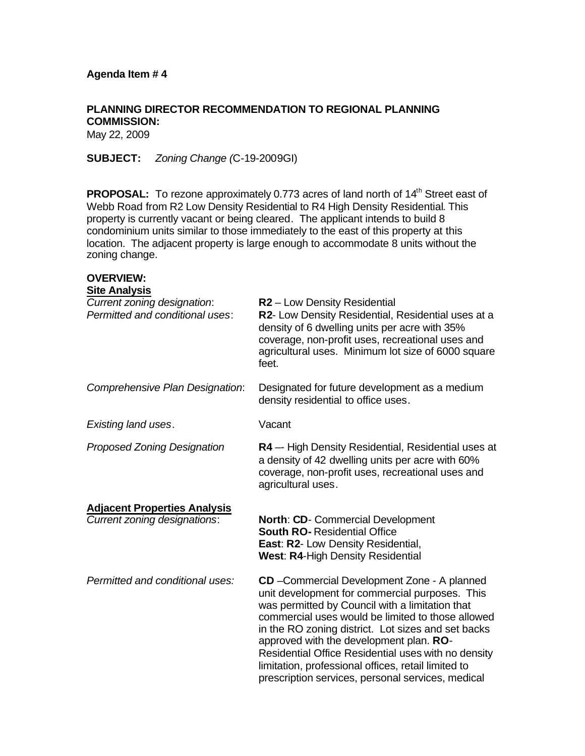**Agenda Item # 4**

**PLANNING DIRECTOR RECOMMENDATION TO REGIONAL PLANNING COMMISSION:**
May 22, 2009

**SUBJECT:** *Zoning Change (*C-19-2009GI)

**PROPOSAL:** To rezone approximately 0.773 acres of land north of 14th Street east of Webb Road from R2 Low Density Residential to R4 High Density Residential. This property is currently vacant or being cleared. The applicant intends to build 8 condominium units similar to those immediately to the east of this property at this location. The adjacent property is large enough to accommodate 8 units without the zoning change.

**OVERVIEW:**

**Site Analysis**

| | |
|---|---|
| *Current zoning designation*: | **R2** – Low Density Residential |
| *Permitted and conditional uses*: | **R2**- Low Density Residential, Residential uses at a density of 6 dwelling units per acre with 35% coverage, non-profit uses, recreational uses and agricultural uses. Minimum lot size of 6000 square feet. |
| *Comprehensive Plan Designation*: | Designated for future development as a medium density residential to office uses. |
| *Existing land uses*. | Vacant |
| *Proposed Zoning Designation* | **R4** –- High Density Residential, Residential uses at a density of 42 dwelling units per acre with 60% coverage, non-profit uses, recreational uses and agricultural uses. |

**Adjacent Properties Analysis**

| | |
|---|---|
| *Current zoning designations*: | **North**: **CD**- Commercial Development<br>**South RO-** Residential Office<br>**East**: **R2**- Low Density Residential,<br>**West**: **R4**-High Density Residential |
| *Permitted and conditional uses:* | **CD** –Commercial Development Zone - A planned unit development for commercial purposes. This was permitted by Council with a limitation that commercial uses would be limited to those allowed in the RO zoning district. Lot sizes and set backs approved with the development plan. **RO**-Residential Office Residential uses with no density limitation, professional offices, retail limited to prescription services, personal services, medical |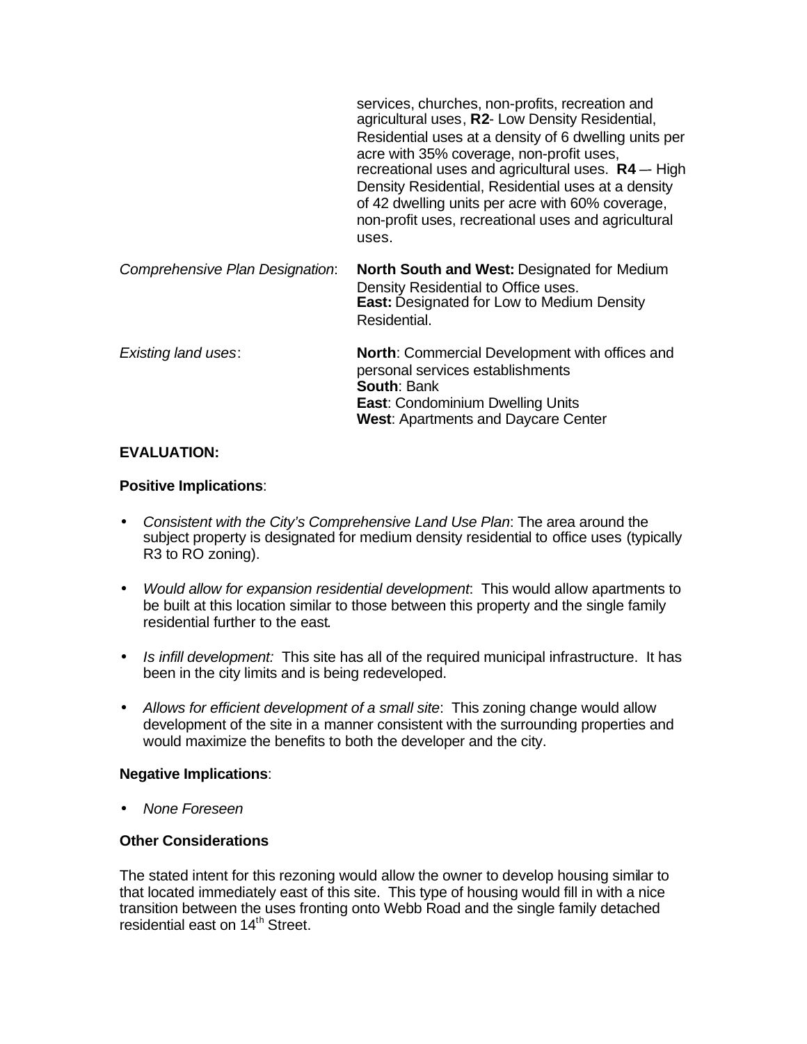| | |
|---|---|
| | services, churches, non-profits, recreation and agricultural uses, **R2**- Low Density Residential, Residential uses at a density of 6 dwelling units per acre with 35% coverage, non-profit uses, recreational uses and agricultural uses. **R4** –- High Density Residential, Residential uses at a density of 42 dwelling units per acre with 60% coverage, non-profit uses, recreational uses and agricultural uses. |
| *Comprehensive Plan Designation*: | **North South and West:** Designated for Medium Density Residential to Office uses.<br>**East:** Designated for Low to Medium Density Residential. |
| *Existing land uses*: | **North**: Commercial Development with offices and personal services establishments<br>**South**: Bank<br>**East**: Condominium Dwelling Units<br>**West**: Apartments and Daycare Center |

**EVALUATION:**

**Positive Implications**:

- *Consistent with the City's Comprehensive Land Use Plan*: The area around the subject property is designated for medium density residential to office uses (typically R3 to RO zoning).

- *Would allow for expansion residential development*: This would allow apartments to be built at this location similar to those between this property and the single family residential further to the east.

- *Is infill development:* This site has all of the required municipal infrastructure. It has been in the city limits and is being redeveloped.

- *Allows for efficient development of a small site*: This zoning change would allow development of the site in a manner consistent with the surrounding properties and would maximize the benefits to both the developer and the city.

**Negative Implications**:

- *None Foreseen*

**Other Considerations**

The stated intent for this rezoning would allow the owner to develop housing similar to that located immediately east of this site. This type of housing would fill in with a nice transition between the uses fronting onto Webb Road and the single family detached residential east on 14th Street.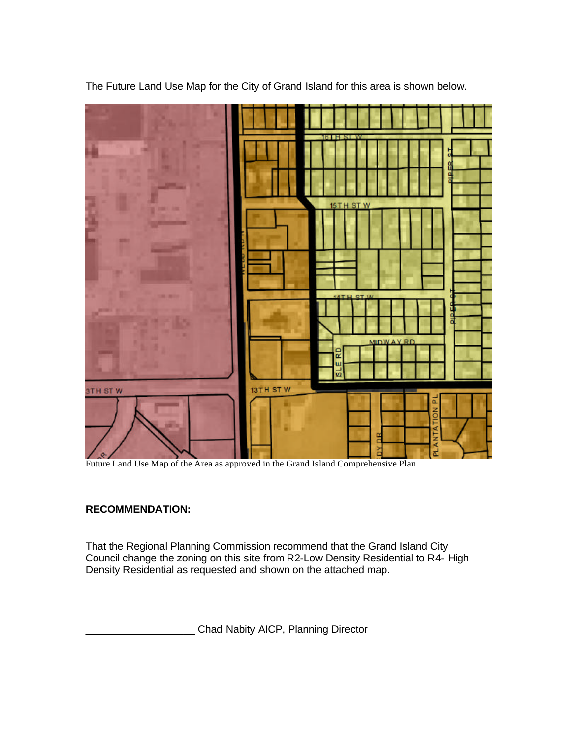The Future Land Use Map for the City of Grand Island for this area is shown below.

Future Land Use Map of the Area as approved in the Grand Island Comprehensive Plan

**RECOMMENDATION:**

That the Regional Planning Commission recommend that the Grand Island City Council change the zoning on this site from R2-Low Density Residential to R4- High Density Residential as requested and shown on the attached map.

___________________ Chad Nabity AICP, Planning Director